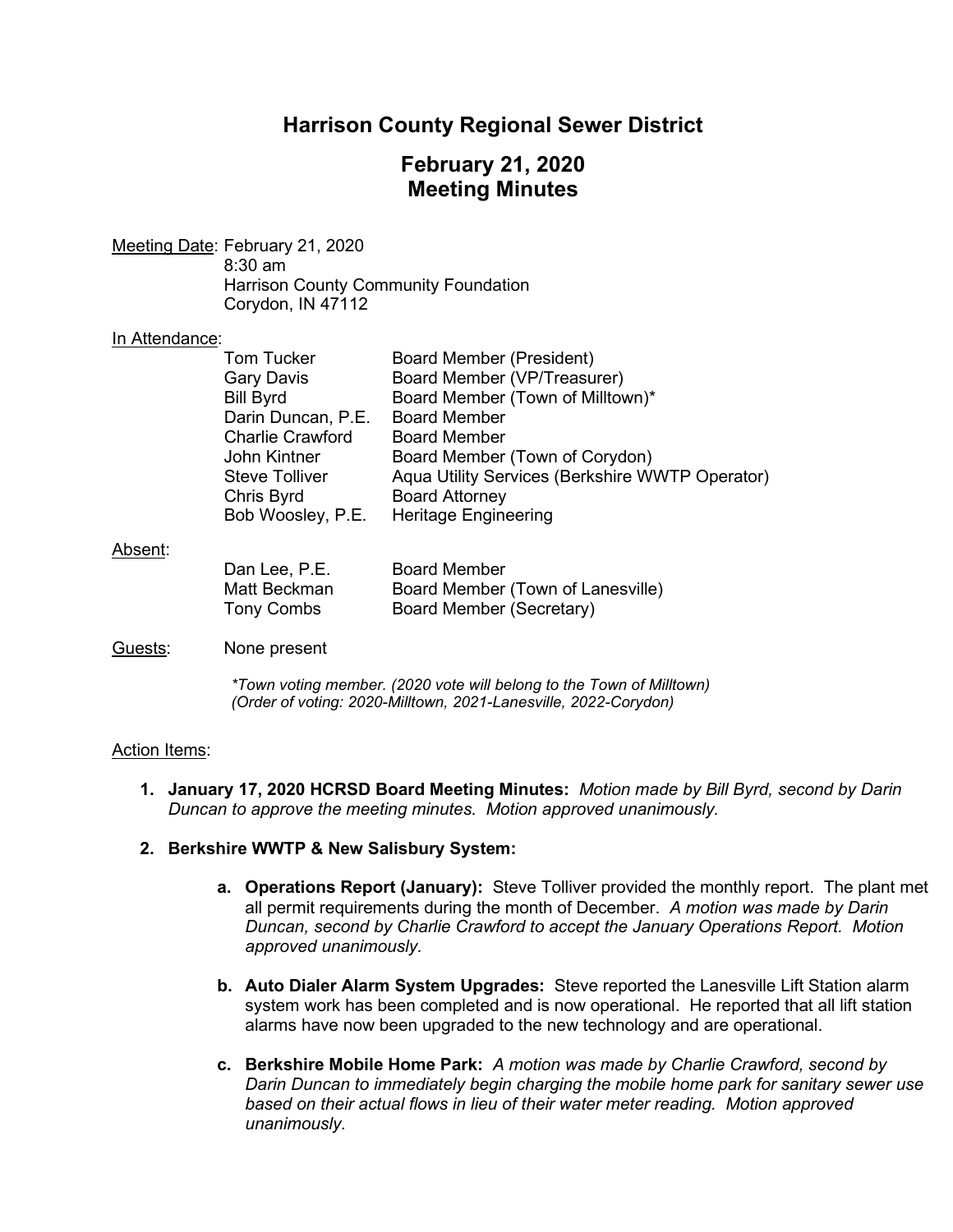# Harrison County Regional Sewer District

## February 21, 2020
## Meeting Minutes

Meeting Date: February 21, 2020
8:30 am
Harrison County Community Foundation
Corydon, IN 47112

In Attendance:

| | |
|---|---|
| Tom Tucker | Board Member (President) |
| Gary Davis | Board Member (VP/Treasurer) |
| Bill Byrd | Board Member (Town of Milltown)* |
| Darin Duncan, P.E. | Board Member |
| Charlie Crawford | Board Member |
| John Kintner | Board Member (Town of Corydon) |
| Steve Tolliver | Aqua Utility Services (Berkshire WWTP Operator) |
| Chris Byrd | Board Attorney |
| Bob Woosley, P.E. | Heritage Engineering |

Absent:

| | |
|---|---|
| Dan Lee, P.E. | Board Member |
| Matt Beckman | Board Member (Town of Lanesville) |
| Tony Combs | Board Member (Secretary) |

Guests: None present

*\*Town voting member. (2020 vote will belong to the Town of Milltown)*
*(Order of voting: 2020-Milltown, 2021-Lanesville, 2022-Corydon)*

Action Items:

1. **January 17, 2020 HCRSD Board Meeting Minutes:** *Motion made by Bill Byrd, second by Darin Duncan to approve the meeting minutes. Motion approved unanimously.*

2. **Berkshire WWTP & New Salisbury System:**

   a. **Operations Report (January):** Steve Tolliver provided the monthly report. The plant met all permit requirements during the month of December. *A motion was made by Darin Duncan, second by Charlie Crawford to accept the January Operations Report. Motion approved unanimously.*

   b. **Auto Dialer Alarm System Upgrades:** Steve reported the Lanesville Lift Station alarm system work has been completed and is now operational. He reported that all lift station alarms have now been upgraded to the new technology and are operational.

   c. **Berkshire Mobile Home Park:** *A motion was made by Charlie Crawford, second by Darin Duncan to immediately begin charging the mobile home park for sanitary sewer use based on their actual flows in lieu of their water meter reading. Motion approved unanimously.*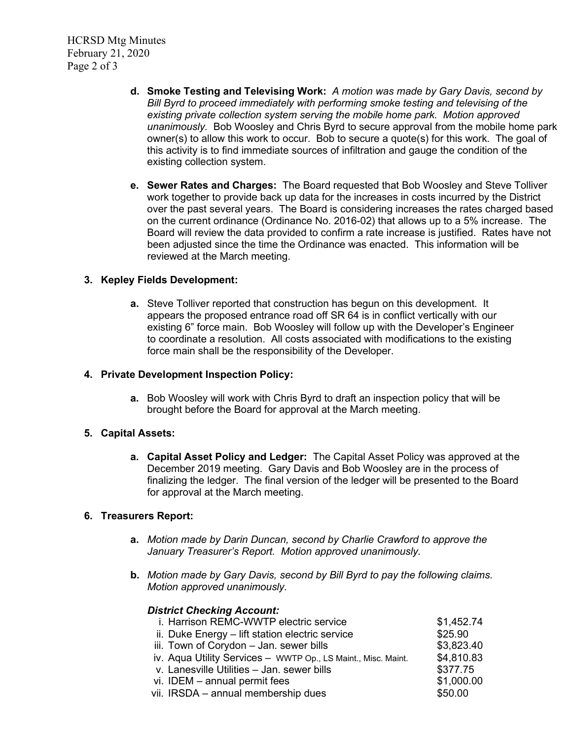d. **Smoke Testing and Televising Work:** *A motion was made by Gary Davis, second by Bill Byrd to proceed immediately with performing smoke testing and televising of the existing private collection system serving the mobile home park. Motion approved unanimously.* Bob Woosley and Chris Byrd to secure approval from the mobile home park owner(s) to allow this work to occur. Bob to secure a quote(s) for this work. The goal of this activity is to find immediate sources of infiltration and gauge the condition of the existing collection system.

e. **Sewer Rates and Charges:** The Board requested that Bob Woosley and Steve Tolliver work together to provide back up data for the increases in costs incurred by the District over the past several years. The Board is considering increases the rates charged based on the current ordinance (Ordinance No. 2016-02) that allows up to a 5% increase. The Board will review the data provided to confirm a rate increase is justified. Rates have not been adjusted since the time the Ordinance was enacted. This information will be reviewed at the March meeting.

**3. Kepley Fields Development:**

a. Steve Tolliver reported that construction has begun on this development. It appears the proposed entrance road off SR 64 is in conflict vertically with our existing 6" force main. Bob Woosley will follow up with the Developer's Engineer to coordinate a resolution. All costs associated with modifications to the existing force main shall be the responsibility of the Developer.

**4. Private Development Inspection Policy:**

a. Bob Woosley will work with Chris Byrd to draft an inspection policy that will be brought before the Board for approval at the March meeting.

**5. Capital Assets:**

a. **Capital Asset Policy and Ledger:** The Capital Asset Policy was approved at the December 2019 meeting. Gary Davis and Bob Woosley are in the process of finalizing the ledger. The final version of the ledger will be presented to the Board for approval at the March meeting.

**6. Treasurers Report:**

a. *Motion made by Darin Duncan, second by Charlie Crawford to approve the January Treasurer's Report. Motion approved unanimously.*

b. *Motion made by Gary Davis, second by Bill Byrd to pay the following claims. Motion approved unanimously.*

***District Checking Account:***

| | |
|---|---|
| i. Harrison REMC-WWTP electric service | $1,452.74 |
| ii. Duke Energy – lift station electric service | $25.90 |
| iii. Town of Corydon – Jan. sewer bills | $3,823.40 |
| iv. Aqua Utility Services – WWTP Op., LS Maint., Misc. Maint. | $4,810.83 |
| v. Lanesville Utilities – Jan. sewer bills | $377.75 |
| vi. IDEM – annual permit fees | $1,000.00 |
| vii. IRSDA – annual membership dues | $50.00 |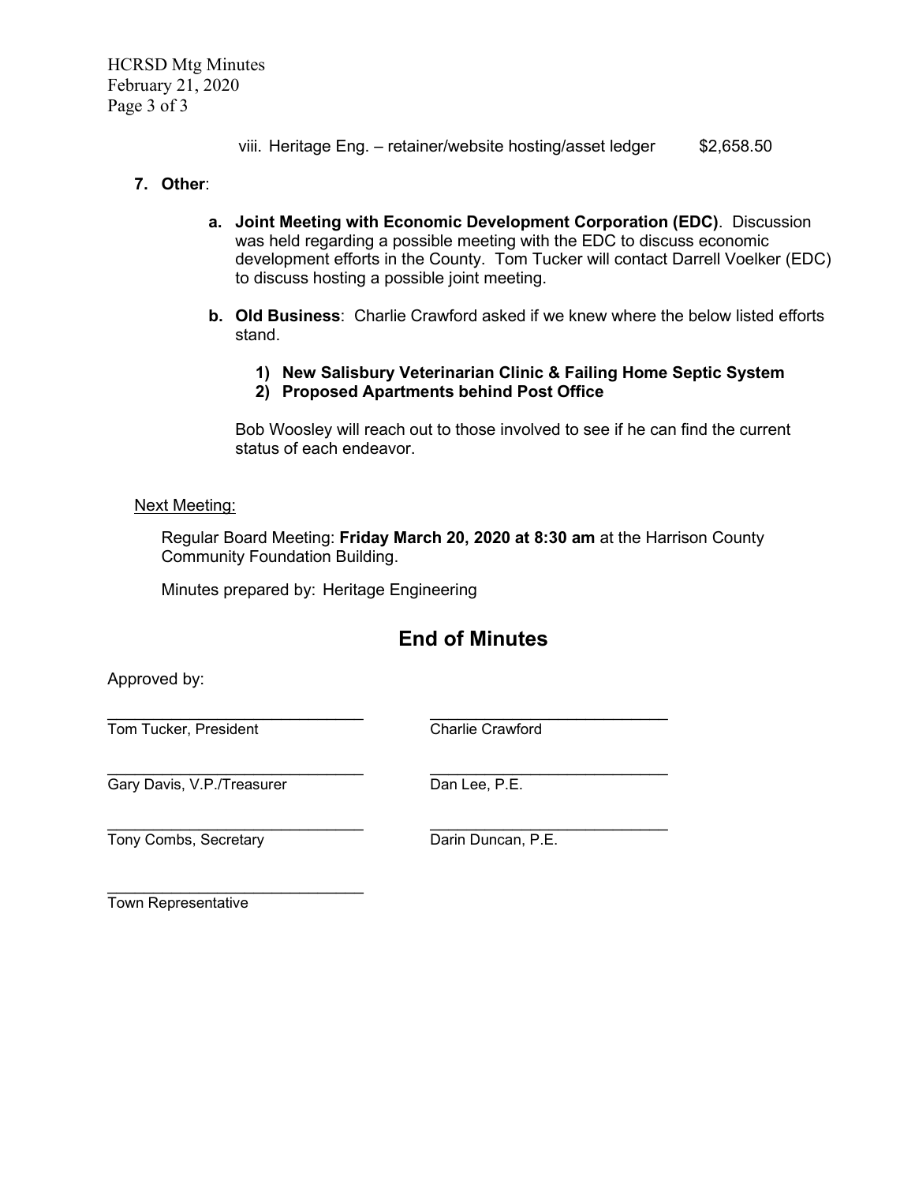viii. Heritage Eng. – retainer/website hosting/asset ledger $2,658.50

7. **Other**:

   a. **Joint Meeting with Economic Development Corporation (EDC)**. Discussion was held regarding a possible meeting with the EDC to discuss economic development efforts in the County. Tom Tucker will contact Darrell Voelker (EDC) to discuss hosting a possible joint meeting.

   b. **Old Business**: Charlie Crawford asked if we knew where the below listed efforts stand.

      1) **New Salisbury Veterinarian Clinic & Failing Home Septic System**
      2) **Proposed Apartments behind Post Office**

      Bob Woosley will reach out to those involved to see if he can find the current status of each endeavor.

<u>Next Meeting:</u>

Regular Board Meeting: **Friday March 20, 2020 at 8:30 am** at the Harrison County Community Foundation Building.

Minutes prepared by: Heritage Engineering

## End of Minutes

Approved by:

| | |
|---|---|
| \_\_\_\_\_\_\_\_\_\_\_\_\_\_\_\_\_\_\_\_\_\_\_\_\_\_\_\_ Tom Tucker, President | \_\_\_\_\_\_\_\_\_\_\_\_\_\_\_\_\_\_\_\_\_\_\_\_\_\_\_\_ Charlie Crawford |
| \_\_\_\_\_\_\_\_\_\_\_\_\_\_\_\_\_\_\_\_\_\_\_\_\_\_\_\_ Gary Davis, V.P./Treasurer | \_\_\_\_\_\_\_\_\_\_\_\_\_\_\_\_\_\_\_\_\_\_\_\_\_\_\_\_ Dan Lee, P.E. |
| \_\_\_\_\_\_\_\_\_\_\_\_\_\_\_\_\_\_\_\_\_\_\_\_\_\_\_\_ Tony Combs, Secretary | \_\_\_\_\_\_\_\_\_\_\_\_\_\_\_\_\_\_\_\_\_\_\_\_\_\_\_\_ Darin Duncan, P.E. |
| \_\_\_\_\_\_\_\_\_\_\_\_\_\_\_\_\_\_\_\_\_\_\_\_\_\_\_\_ Town Representative | |